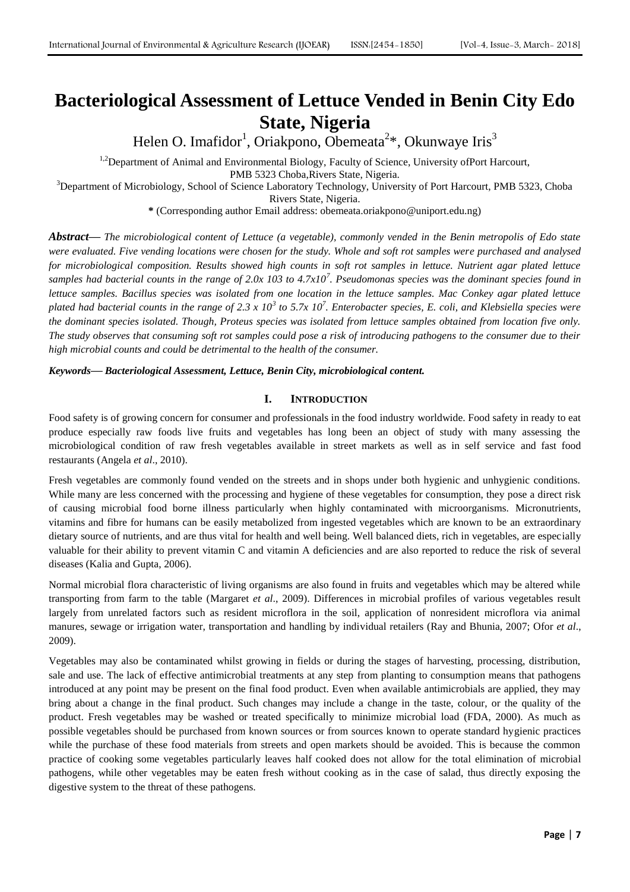# Bacteriological Assessment of Lettuce Vended in Benin City Edo State, Nigeria

Helen O. Imafidor[1], Oriakpono, Obemeata[2]*, Okunwaye Iris[3]

[1,2]Department of Animal and Environmental Biology, Faculty of Science, University ofPort Harcourt, PMB 5323 Choba,Rivers State, Nigeria.

[3]Department of Microbiology, School of Science Laboratory Technology, University of Port Harcourt, PMB 5323, Choba Rivers State, Nigeria.

* (Corresponding author Email address: obemeata.oriakpono@uniport.edu.ng)

***Abstract*—** *The microbiological content of Lettuce (a vegetable), commonly vended in the Benin metropolis of Edo state were evaluated. Five vending locations were chosen for the study. Whole and soft rot samples were purchased and analysed for microbiological composition. Results showed high counts in soft rot samples in lettuce. Nutrient agar plated lettuce samples had bacterial counts in the range of 2.0x 103 to 4.7x10$^7$. Pseudomonas species was the dominant species found in lettuce samples. Bacillus species was isolated from one location in the lettuce samples. Mac Conkey agar plated lettuce plated had bacterial counts in the range of 2.3 x 10$^3$ to 5.7x 10$^7$. Enterobacter species, E. coli, and Klebsiella species were the dominant species isolated. Though, Proteus species was isolated from lettuce samples obtained from location five only. The study observes that consuming soft rot samples could pose a risk of introducing pathogens to the consumer due to their high microbial counts and could be detrimental to the health of the consumer.*

***Keywords*— *Bacteriological Assessment, Lettuce, Benin City, microbiological content.***

## I. INTRODUCTION

Food safety is of growing concern for consumer and professionals in the food industry worldwide. Food safety in ready to eat produce especially raw foods live fruits and vegetables has long been an object of study with many assessing the microbiological condition of raw fresh vegetables available in street markets as well as in self service and fast food restaurants (Angela *et al*., 2010).

Fresh vegetables are commonly found vended on the streets and in shops under both hygienic and unhygienic conditions. While many are less concerned with the processing and hygiene of these vegetables for consumption, they pose a direct risk of causing microbial food borne illness particularly when highly contaminated with microorganisms. Micronutrients, vitamins and fibre for humans can be easily metabolized from ingested vegetables which are known to be an extraordinary dietary source of nutrients, and are thus vital for health and well being. Well balanced diets, rich in vegetables, are especially valuable for their ability to prevent vitamin C and vitamin A deficiencies and are also reported to reduce the risk of several diseases (Kalia and Gupta, 2006).

Normal microbial flora characteristic of living organisms are also found in fruits and vegetables which may be altered while transporting from farm to the table (Margaret *et al*., 2009). Differences in microbial profiles of various vegetables result largely from unrelated factors such as resident microflora in the soil, application of nonresident microflora via animal manures, sewage or irrigation water, transportation and handling by individual retailers (Ray and Bhunia, 2007; Ofor *et al*., 2009).

Vegetables may also be contaminated whilst growing in fields or during the stages of harvesting, processing, distribution, sale and use. The lack of effective antimicrobial treatments at any step from planting to consumption means that pathogens introduced at any point may be present on the final food product. Even when available antimicrobials are applied, they may bring about a change in the final product. Such changes may include a change in the taste, colour, or the quality of the product. Fresh vegetables may be washed or treated specifically to minimize microbial load (FDA, 2000). As much as possible vegetables should be purchased from known sources or from sources known to operate standard hygienic practices while the purchase of these food materials from streets and open markets should be avoided. This is because the common practice of cooking some vegetables particularly leaves half cooked does not allow for the total elimination of microbial pathogens, while other vegetables may be eaten fresh without cooking as in the case of salad, thus directly exposing the digestive system to the threat of these pathogens.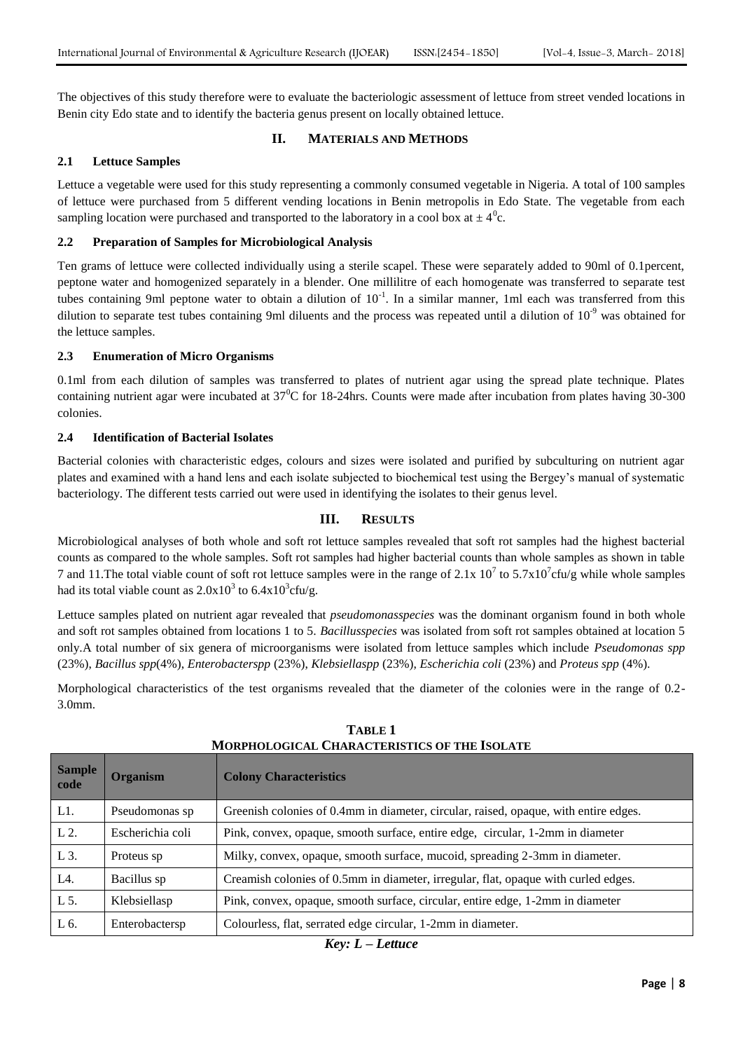The objectives of this study therefore were to evaluate the bacteriologic assessment of lettuce from street vended locations in Benin city Edo state and to identify the bacteria genus present on locally obtained lettuce.

## II. MATERIALS AND METHODS

### 2.1 Lettuce Samples

Lettuce a vegetable were used for this study representing a commonly consumed vegetable in Nigeria. A total of 100 samples of lettuce were purchased from 5 different vending locations in Benin metropolis in Edo State. The vegetable from each sampling location were purchased and transported to the laboratory in a cool box at $\pm 4^0$c.

### 2.2 Preparation of Samples for Microbiological Analysis

Ten grams of lettuce were collected individually using a sterile scapel. These were separately added to 90ml of 0.1percent, peptone water and homogenized separately in a blender. One millilitre of each homogenate was transferred to separate test tubes containing 9ml peptone water to obtain a dilution of $10^{-1}$. In a similar manner, 1ml each was transferred from this dilution to separate test tubes containing 9ml diluents and the process was repeated until a dilution of $10^{-9}$ was obtained for the lettuce samples.

### 2.3 Enumeration of Micro Organisms

0.1ml from each dilution of samples was transferred to plates of nutrient agar using the spread plate technique. Plates containing nutrient agar were incubated at $37^0$C for 18-24hrs. Counts were made after incubation from plates having 30-300 colonies.

### 2.4 Identification of Bacterial Isolates

Bacterial colonies with characteristic edges, colours and sizes were isolated and purified by subculturing on nutrient agar plates and examined with a hand lens and each isolate subjected to biochemical test using the Bergey's manual of systematic bacteriology. The different tests carried out were used in identifying the isolates to their genus level.

## III. RESULTS

Microbiological analyses of both whole and soft rot lettuce samples revealed that soft rot samples had the highest bacterial counts as compared to the whole samples. Soft rot samples had higher bacterial counts than whole samples as shown in table 7 and 11.The total viable count of soft rot lettuce samples were in the range of 2.1x $10^7$ to 5.7x$10^7$cfu/g while whole samples had its total viable count as 2.0x$10^3$ to 6.4x$10^3$cfu/g.

Lettuce samples plated on nutrient agar revealed that *pseudomonasspecies* was the dominant organism found in both whole and soft rot samples obtained from locations 1 to 5. *Bacillusspecies* was isolated from soft rot samples obtained at location 5 only.A total number of six genera of microorganisms were isolated from lettuce samples which include *Pseudomonas spp* (23%), *Bacillus spp*(4%), *Enterobacterspp* (23%), *Klebsiellaspp* (23%), *Escherichia coli* (23%) and *Proteus spp* (4%).

Morphological characteristics of the test organisms revealed that the diameter of the colonies were in the range of 0.2-3.0mm.

**TABLE 1**
**MORPHOLOGICAL CHARACTERISTICS OF THE ISOLATE**

| Sample code | Organism | Colony Characteristics |
|---|---|---|
| L1. | Pseudomonas sp | Greenish colonies of 0.4mm in diameter, circular, raised, opaque, with entire edges. |
| L 2. | Escherichia coli | Pink, convex, opaque, smooth surface, entire edge, circular, 1-2mm in diameter |
| L 3. | Proteus sp | Milky, convex, opaque, smooth surface, mucoid, spreading 2-3mm in diameter. |
| L4. | Bacillus sp | Creamish colonies of 0.5mm in diameter, irregular, flat, opaque with curled edges. |
| L 5. | Klebsiellasp | Pink, convex, opaque, smooth surface, circular, entire edge, 1-2mm in diameter |
| L 6. | Enterobactersp | Colourless, flat, serrated edge circular, 1-2mm in diameter. |

***Key: L – Lettuce***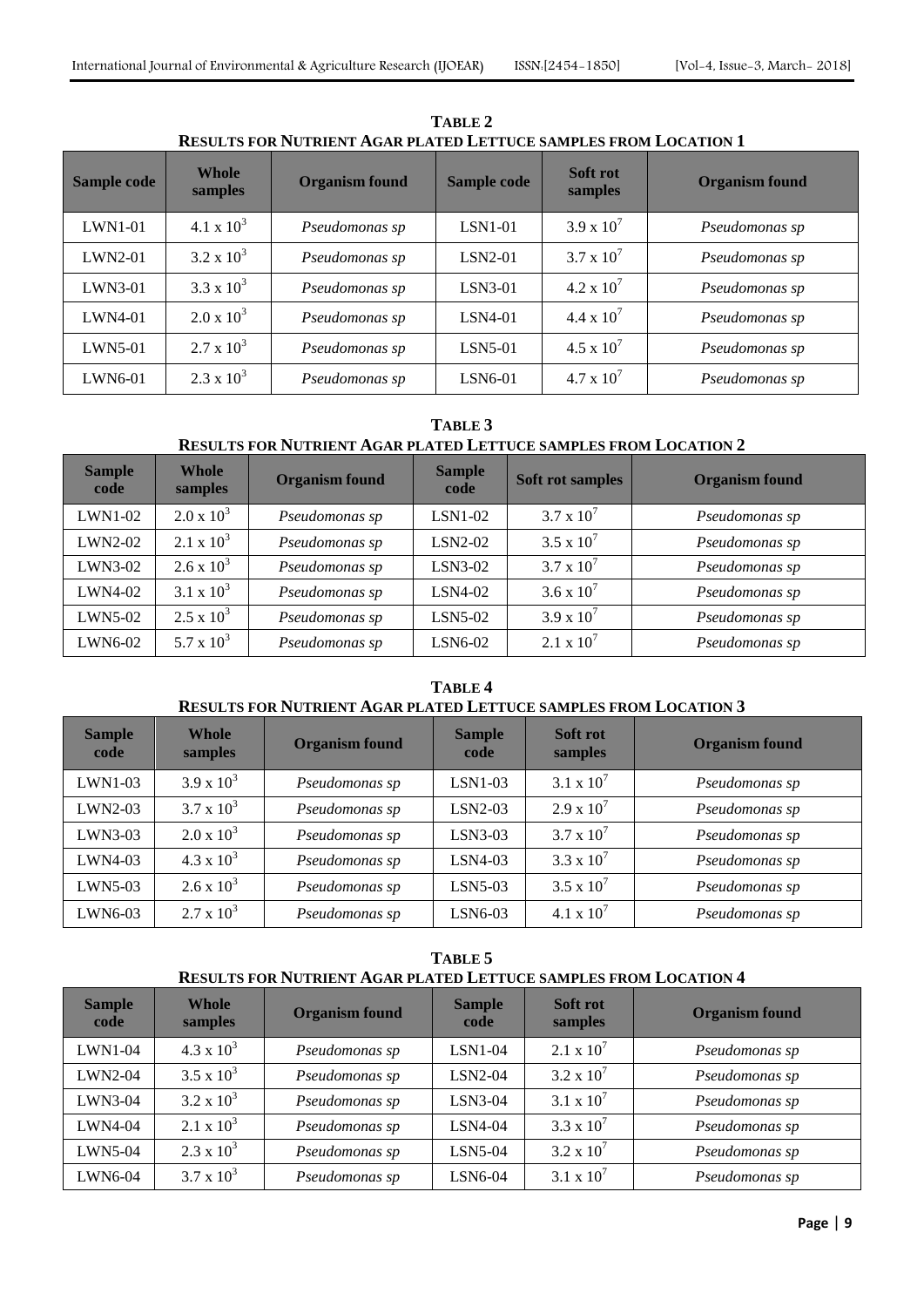**TABLE 2**
**RESULTS FOR NUTRIENT AGAR PLATED LETTUCE SAMPLES FROM LOCATION 1**

| Sample code | Whole samples | Organism found | Sample code | Soft rot samples | Organism found |
|---|---|---|---|---|---|
| LWN1-01 | $4.1 \times 10^3$ | *Pseudomonas sp* | LSN1-01 | $3.9 \times 10^7$ | *Pseudomonas sp* |
| LWN2-01 | $3.2 \times 10^3$ | *Pseudomonas sp* | LSN2-01 | $3.7 \times 10^7$ | *Pseudomonas sp* |
| LWN3-01 | $3.3 \times 10^3$ | *Pseudomonas sp* | LSN3-01 | $4.2 \times 10^7$ | *Pseudomonas sp* |
| LWN4-01 | $2.0 \times 10^3$ | *Pseudomonas sp* | LSN4-01 | $4.4 \times 10^7$ | *Pseudomonas sp* |
| LWN5-01 | $2.7 \times 10^3$ | *Pseudomonas sp* | LSN5-01 | $4.5 \times 10^7$ | *Pseudomonas sp* |
| LWN6-01 | $2.3 \times 10^3$ | *Pseudomonas sp* | LSN6-01 | $4.7 \times 10^7$ | *Pseudomonas sp* |

**TABLE 3**
**RESULTS FOR NUTRIENT AGAR PLATED LETTUCE SAMPLES FROM LOCATION 2**

| Sample code | Whole samples | Organism found | Sample code | Soft rot samples | Organism found |
|---|---|---|---|---|---|
| LWN1-02 | $2.0 \times 10^3$ | *Pseudomonas sp* | LSN1-02 | $3.7 \times 10^7$ | *Pseudomonas sp* |
| LWN2-02 | $2.1 \times 10^3$ | *Pseudomonas sp* | LSN2-02 | $3.5 \times 10^7$ | *Pseudomonas sp* |
| LWN3-02 | $2.6 \times 10^3$ | *Pseudomonas sp* | LSN3-02 | $3.7 \times 10^7$ | *Pseudomonas sp* |
| LWN4-02 | $3.1 \times 10^3$ | *Pseudomonas sp* | LSN4-02 | $3.6 \times 10^7$ | *Pseudomonas sp* |
| LWN5-02 | $2.5 \times 10^3$ | *Pseudomonas sp* | LSN5-02 | $3.9 \times 10^7$ | *Pseudomonas sp* |
| LWN6-02 | $5.7 \times 10^3$ | *Pseudomonas sp* | LSN6-02 | $2.1 \times 10^7$ | *Pseudomonas sp* |

**TABLE 4**
**RESULTS FOR NUTRIENT AGAR PLATED LETTUCE SAMPLES FROM LOCATION 3**

| Sample code | Whole samples | Organism found | Sample code | Soft rot samples | Organism found |
|---|---|---|---|---|---|
| LWN1-03 | $3.9 \times 10^3$ | *Pseudomonas sp* | LSN1-03 | $3.1 \times 10^7$ | *Pseudomonas sp* |
| LWN2-03 | $3.7 \times 10^3$ | *Pseudomonas sp* | LSN2-03 | $2.9 \times 10^7$ | *Pseudomonas sp* |
| LWN3-03 | $2.0 \times 10^3$ | *Pseudomonas sp* | LSN3-03 | $3.7 \times 10^7$ | *Pseudomonas sp* |
| LWN4-03 | $4.3 \times 10^3$ | *Pseudomonas sp* | LSN4-03 | $3.3 \times 10^7$ | *Pseudomonas sp* |
| LWN5-03 | $2.6 \times 10^3$ | *Pseudomonas sp* | LSN5-03 | $3.5 \times 10^7$ | *Pseudomonas sp* |
| LWN6-03 | $2.7 \times 10^3$ | *Pseudomonas sp* | LSN6-03 | $4.1 \times 10^7$ | *Pseudomonas sp* |

**TABLE 5**
**RESULTS FOR NUTRIENT AGAR PLATED LETTUCE SAMPLES FROM LOCATION 4**

| Sample code | Whole samples | Organism found | Sample code | Soft rot samples | Organism found |
|---|---|---|---|---|---|
| LWN1-04 | $4.3 \times 10^3$ | *Pseudomonas sp* | LSN1-04 | $2.1 \times 10^7$ | *Pseudomonas sp* |
| LWN2-04 | $3.5 \times 10^3$ | *Pseudomonas sp* | LSN2-04 | $3.2 \times 10^7$ | *Pseudomonas sp* |
| LWN3-04 | $3.2 \times 10^3$ | *Pseudomonas sp* | LSN3-04 | $3.1 \times 10^7$ | *Pseudomonas sp* |
| LWN4-04 | $2.1 \times 10^3$ | *Pseudomonas sp* | LSN4-04 | $3.3 \times 10^7$ | *Pseudomonas sp* |
| LWN5-04 | $2.3 \times 10^3$ | *Pseudomonas sp* | LSN5-04 | $3.2 \times 10^7$ | *Pseudomonas sp* |
| LWN6-04 | $3.7 \times 10^3$ | *Pseudomonas sp* | LSN6-04 | $3.1 \times 10^7$ | *Pseudomonas sp* |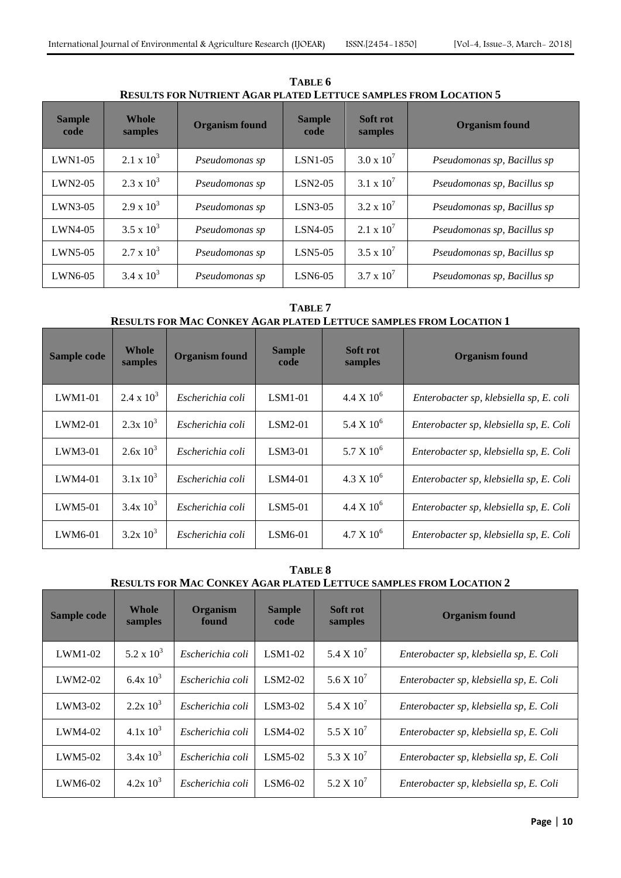**TABLE 6**
**RESULTS FOR NUTRIENT AGAR PLATED LETTUCE SAMPLES FROM LOCATION 5**

| Sample code | Whole samples | Organism found | Sample code | Soft rot samples | Organism found |
|---|---|---|---|---|---|
| LWN1-05 | $2.1 \times 10^3$ | *Pseudomonas sp* | LSN1-05 | $3.0 \times 10^7$ | *Pseudomonas sp, Bacillus sp* |
| LWN2-05 | $2.3 \times 10^3$ | *Pseudomonas sp* | LSN2-05 | $3.1 \times 10^7$ | *Pseudomonas sp, Bacillus sp* |
| LWN3-05 | $2.9 \times 10^3$ | *Pseudomonas sp* | LSN3-05 | $3.2 \times 10^7$ | *Pseudomonas sp, Bacillus sp* |
| LWN4-05 | $3.5 \times 10^3$ | *Pseudomonas sp* | LSN4-05 | $2.1 \times 10^7$ | *Pseudomonas sp, Bacillus sp* |
| LWN5-05 | $2.7 \times 10^3$ | *Pseudomonas sp* | LSN5-05 | $3.5 \times 10^7$ | *Pseudomonas sp, Bacillus sp* |
| LWN6-05 | $3.4 \times 10^3$ | *Pseudomonas sp* | LSN6-05 | $3.7 \times 10^7$ | *Pseudomonas sp, Bacillus sp* |

**TABLE 7**
**RESULTS FOR MAC CONKEY AGAR PLATED LETTUCE SAMPLES FROM LOCATION 1**

| Sample code | Whole samples | Organism found | Sample code | Soft rot samples | Organism found |
|---|---|---|---|---|---|
| LWM1-01 | $2.4 \times 10^3$ | *Escherichia coli* | LSM1-01 | $4.4 \times 10^6$ | *Enterobacter sp, klebsiella sp, E. coli* |
| LWM2-01 | $2.3 \times 10^3$ | *Escherichia coli* | LSM2-01 | $5.4 \times 10^6$ | *Enterobacter sp, klebsiella sp, E. Coli* |
| LWM3-01 | $2.6 \times 10^3$ | *Escherichia coli* | LSM3-01 | $5.7 \times 10^6$ | *Enterobacter sp, klebsiella sp, E. Coli* |
| LWM4-01 | $3.1 \times 10^3$ | *Escherichia coli* | LSM4-01 | $4.3 \times 10^6$ | *Enterobacter sp, klebsiella sp, E. Coli* |
| LWM5-01 | $3.4 \times 10^3$ | *Escherichia coli* | LSM5-01 | $4.4 \times 10^6$ | *Enterobacter sp, klebsiella sp, E. Coli* |
| LWM6-01 | $3.2 \times 10^3$ | *Escherichia coli* | LSM6-01 | $4.7 \times 10^6$ | *Enterobacter sp, klebsiella sp, E. Coli* |

**TABLE 8**
**RESULTS FOR MAC CONKEY AGAR PLATED LETTUCE SAMPLES FROM LOCATION 2**

| Sample code | Whole samples | Organism found | Sample code | Soft rot samples | Organism found |
|---|---|---|---|---|---|
| LWM1-02 | $5.2 \times 10^3$ | *Escherichia coli* | LSM1-02 | $5.4 \times 10^7$ | *Enterobacter sp, klebsiella sp, E. Coli* |
| LWM2-02 | $6.4 \times 10^3$ | *Escherichia coli* | LSM2-02 | $5.6 \times 10^7$ | *Enterobacter sp, klebsiella sp, E. Coli* |
| LWM3-02 | $2.2 \times 10^3$ | *Escherichia coli* | LSM3-02 | $5.4 \times 10^7$ | *Enterobacter sp, klebsiella sp, E. Coli* |
| LWM4-02 | $4.1 \times 10^3$ | *Escherichia coli* | LSM4-02 | $5.5 \times 10^7$ | *Enterobacter sp, klebsiella sp, E. Coli* |
| LWM5-02 | $3.4 \times 10^3$ | *Escherichia coli* | LSM5-02 | $5.3 \times 10^7$ | *Enterobacter sp, klebsiella sp, E. Coli* |
| LWM6-02 | $4.2 \times 10^3$ | *Escherichia coli* | LSM6-02 | $5.2 \times 10^7$ | *Enterobacter sp, klebsiella sp, E. Coli* |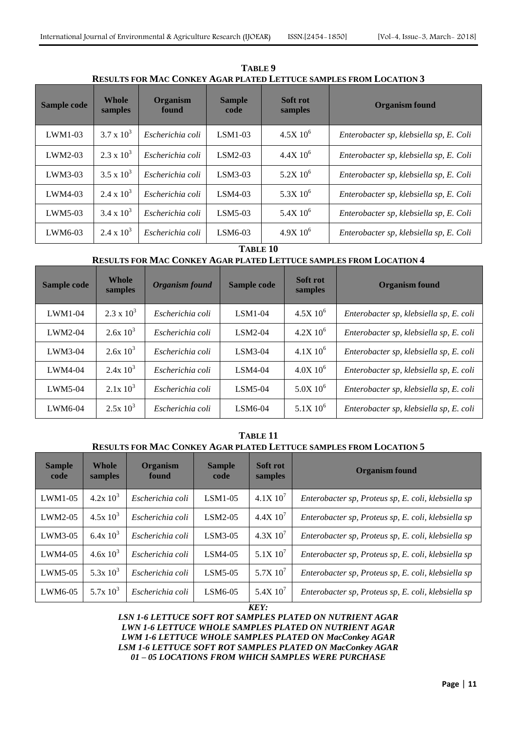**TABLE 9**

**RESULTS FOR MAC CONKEY AGAR PLATED LETTUCE SAMPLES FROM LOCATION 3**

| Sample code | Whole samples | Organism found | Sample code | Soft rot samples | Organism found |
|---|---|---|---|---|---|
| LWM1-03 | $3.7 \times 10^3$ | *Escherichia coli* | LSM1-03 | $4.5X\ 10^6$ | *Enterobacter sp, klebsiella sp, E. Coli* |
| LWM2-03 | $2.3 \times 10^3$ | *Escherichia coli* | LSM2-03 | $4.4X\ 10^6$ | *Enterobacter sp, klebsiella sp, E. Coli* |
| LWM3-03 | $3.5 \times 10^3$ | *Escherichia coli* | LSM3-03 | $5.2X\ 10^6$ | *Enterobacter sp, klebsiella sp, E. Coli* |
| LWM4-03 | $2.4 \times 10^3$ | *Escherichia coli* | LSM4-03 | $5.3X\ 10^6$ | *Enterobacter sp, klebsiella sp, E. Coli* |
| LWM5-03 | $3.4 \times 10^3$ | *Escherichia coli* | LSM5-03 | $5.4X\ 10^6$ | *Enterobacter sp, klebsiella sp, E. Coli* |
| LWM6-03 | $2.4 \times 10^3$ | *Escherichia coli* | LSM6-03 | $4.9X\ 10^6$ | *Enterobacter sp, klebsiella sp, E. Coli* |

**TABLE 10**

**RESULTS FOR MAC CONKEY AGAR PLATED LETTUCE SAMPLES FROM LOCATION 4**

| Sample code | Whole samples | *Organism found* | Sample code | Soft rot samples | Organism found |
|---|---|---|---|---|---|
| LWM1-04 | $2.3 \times 10^3$ | *Escherichia coli* | LSM1-04 | $4.5X\ 10^6$ | *Enterobacter sp, klebsiella sp, E. coli* |
| LWM2-04 | $2.6x\ 10^3$ | *Escherichia coli* | LSM2-04 | $4.2X\ 10^6$ | *Enterobacter sp, klebsiella sp, E. coli* |
| LWM3-04 | $2.6x\ 10^3$ | *Escherichia coli* | LSM3-04 | $4.1X\ 10^6$ | *Enterobacter sp, klebsiella sp, E. coli* |
| LWM4-04 | $2.4x\ 10^3$ | *Escherichia coli* | LSM4-04 | $4.0X\ 10^6$ | *Enterobacter sp, klebsiella sp, E. coli* |
| LWM5-04 | $2.1x\ 10^3$ | *Escherichia coli* | LSM5-04 | $5.0X\ 10^6$ | *Enterobacter sp, klebsiella sp, E. coli* |
| LWM6-04 | $2.5x\ 10^3$ | *Escherichia coli* | LSM6-04 | $5.1X\ 10^6$ | *Enterobacter sp, klebsiella sp, E. coli* |

**TABLE 11**

**RESULTS FOR MAC CONKEY AGAR PLATED LETTUCE SAMPLES FROM LOCATION 5**

| Sample code | Whole samples | Organism found | Sample code | Soft rot samples | Organism found |
|---|---|---|---|---|---|
| LWM1-05 | $4.2x\ 10^3$ | *Escherichia coli* | LSM1-05 | $4.1X\ 10^7$ | *Enterobacter sp, Proteus sp, E. coli, klebsiella sp* |
| LWM2-05 | $4.5x\ 10^3$ | *Escherichia coli* | LSM2-05 | $4.4X\ 10^7$ | *Enterobacter sp, Proteus sp, E. coli, klebsiella sp* |
| LWM3-05 | $6.4x\ 10^3$ | *Escherichia coli* | LSM3-05 | $4.3X\ 10^7$ | *Enterobacter sp, Proteus sp, E. coli, klebsiella sp* |
| LWM4-05 | $4.6x\ 10^3$ | *Escherichia coli* | LSM4-05 | $5.1X\ 10^7$ | *Enterobacter sp, Proteus sp, E. coli, klebsiella sp* |
| LWM5-05 | $5.3x\ 10^3$ | *Escherichia coli* | LSM5-05 | $5.7X\ 10^7$ | *Enterobacter sp, Proteus sp, E. coli, klebsiella sp* |
| LWM6-05 | $5.7x\ 10^3$ | *Escherichia coli* | LSM6-05 | $5.4X\ 10^7$ | *Enterobacter sp, Proteus sp, E. coli, klebsiella sp* |

***KEY:***

***LSN 1-6 LETTUCE SOFT ROT SAMPLES PLATED ON NUTRIENT AGAR***

***LWN 1-6 LETTUCE WHOLE SAMPLES PLATED ON NUTRIENT AGAR***

***LWM 1-6 LETTUCE WHOLE SAMPLES PLATED ON MacConkey AGAR***

***LSM 1-6 LETTUCE SOFT ROT SAMPLES PLATED ON MacConkey AGAR***

***01 – 05 LOCATIONS FROM WHICH SAMPLES WERE PURCHASE***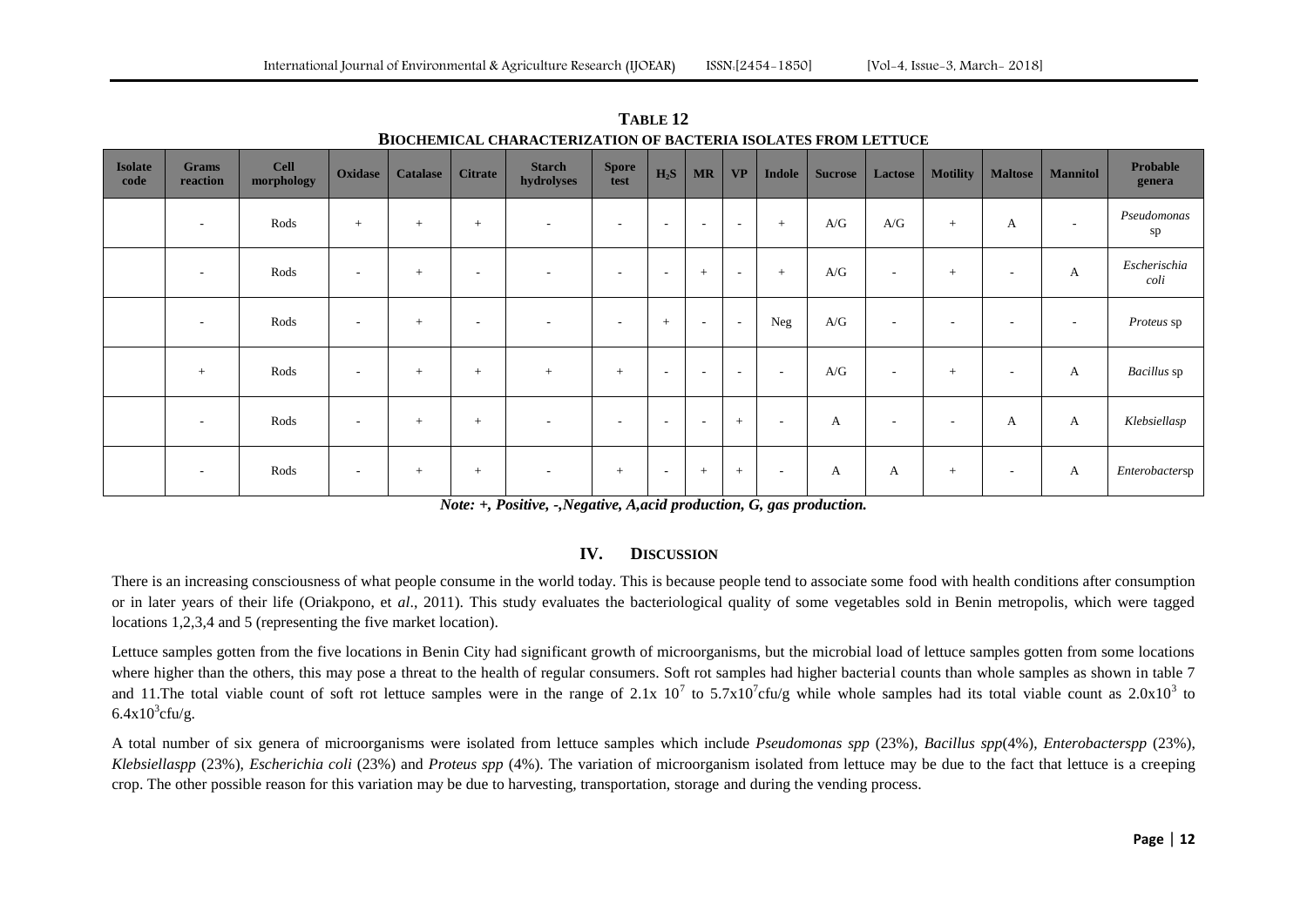**TABLE 12**
**BIOCHEMICAL CHARACTERIZATION OF BACTERIA ISOLATES FROM LETTUCE**

| Isolate code | Grams reaction | Cell morphology | Oxidase | Catalase | Citrate | Starch hydrolyses | Spore test | $H_2S$ | MR | VP | Indole | Sucrose | Lactose | Motility | Maltose | Mannitol | Probable genera |
|---|---|---|---|---|---|---|---|---|---|---|---|---|---|---|---|---|---|
| | - | Rods | + | + | + | - | - | - | - | - | + | A/G | A/G | + | A | - | *Pseudomonas* sp |
| | - | Rods | - | + | - | - | - | - | + | - | + | A/G | - | + | - | A | *Escherischia coli* |
| | - | Rods | - | + | - | - | - | + | - | - | Neg | A/G | - | - | - | - | *Proteus* sp |
| | + | Rods | - | + | + | + | + | - | - | - | - | A/G | - | + | - | A | *Bacillus* sp |
| | - | Rods | - | + | + | - | - | - | - | + | - | A | - | - | A | A | *Klebsiellasp* |
| | - | Rods | - | + | + | - | + | - | + | + | - | A | A | + | - | A | *Enterobacter*sp |

***Note: +, Positive, -,Negative, A,acid production, G, gas production.***

## IV. DISCUSSION

There is an increasing consciousness of what people consume in the world today. This is because people tend to associate some food with health conditions after consumption or in later years of their life (Oriakpono, et *al*., 2011). This study evaluates the bacteriological quality of some vegetables sold in Benin metropolis, which were tagged locations 1,2,3,4 and 5 (representing the five market location).

Lettuce samples gotten from the five locations in Benin City had significant growth of microorganisms, but the microbial load of lettuce samples gotten from some locations where higher than the others, this may pose a threat to the health of regular consumers. Soft rot samples had higher bacterial counts than whole samples as shown in table 7 and 11.The total viable count of soft rot lettuce samples were in the range of $2.1x\ 10^7$ to $5.7x10^7$cfu/g while whole samples had its total viable count as $2.0x10^3$ to $6.4x10^3$cfu/g.

A total number of six genera of microorganisms were isolated from lettuce samples which include *Pseudomonas spp* (23%), *Bacillus spp*(4%), *Enterobacterspp* (23%), *Klebsiellaspp* (23%), *Escherichia coli* (23%) and *Proteus spp* (4%). The variation of microorganism isolated from lettuce may be due to the fact that lettuce is a creeping crop. The other possible reason for this variation may be due to harvesting, transportation, storage and during the vending process.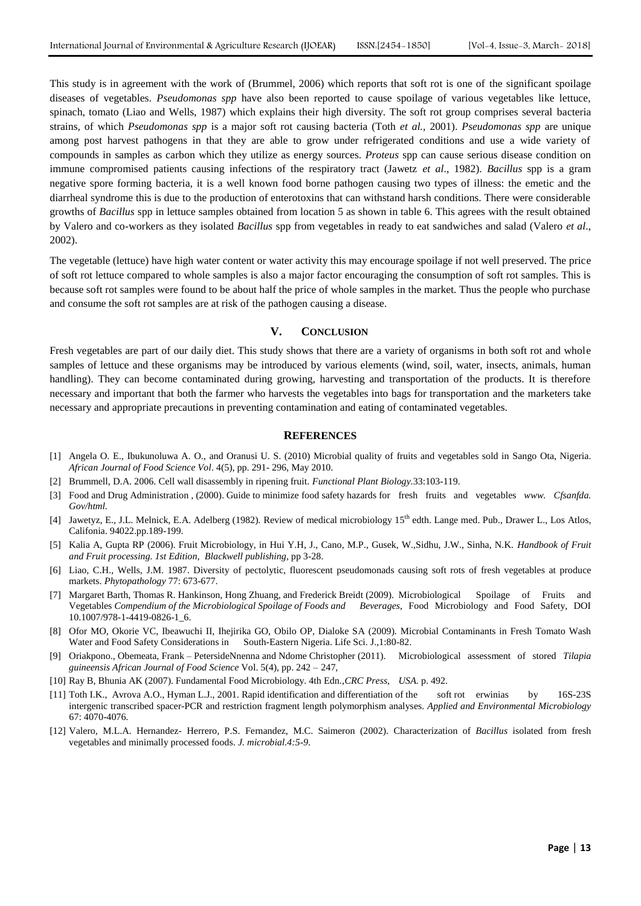This study is in agreement with the work of (Brummel, 2006) which reports that soft rot is one of the significant spoilage diseases of vegetables. *Pseudomonas spp* have also been reported to cause spoilage of various vegetables like lettuce, spinach, tomato (Liao and Wells, 1987) which explains their high diversity. The soft rot group comprises several bacteria strains, of which *Pseudomonas spp* is a major soft rot causing bacteria (Toth *et al.*, 2001). *Pseudomonas spp* are unique among post harvest pathogens in that they are able to grow under refrigerated conditions and use a wide variety of compounds in samples as carbon which they utilize as energy sources. *Proteus* spp can cause serious disease condition on immune compromised patients causing infections of the respiratory tract (Jawetz *et al*., 1982). *Bacillus* spp is a gram negative spore forming bacteria, it is a well known food borne pathogen causing two types of illness: the emetic and the diarrheal syndrome this is due to the production of enterotoxins that can withstand harsh conditions. There were considerable growths of *Bacillus* spp in lettuce samples obtained from location 5 as shown in table 6. This agrees with the result obtained by Valero and co-workers as they isolated *Bacillus* spp from vegetables in ready to eat sandwiches and salad (Valero *et al*., 2002).

The vegetable (lettuce) have high water content or water activity this may encourage spoilage if not well preserved. The price of soft rot lettuce compared to whole samples is also a major factor encouraging the consumption of soft rot samples. This is because soft rot samples were found to be about half the price of whole samples in the market. Thus the people who purchase and consume the soft rot samples are at risk of the pathogen causing a disease.

## V. CONCLUSION

Fresh vegetables are part of our daily diet. This study shows that there are a variety of organisms in both soft rot and whole samples of lettuce and these organisms may be introduced by various elements (wind, soil, water, insects, animals, human handling). They can become contaminated during growing, harvesting and transportation of the products. It is therefore necessary and important that both the farmer who harvests the vegetables into bags for transportation and the marketers take necessary and appropriate precautions in preventing contamination and eating of contaminated vegetables.

## REFERENCES

[1] Angela O. E., Ibukunoluwa A. O., and Oranusi U. S. (2010) Microbial quality of fruits and vegetables sold in Sango Ota, Nigeria. *African Journal of Food Science Vol*. 4(5), pp. 291- 296, May 2010.

[2] Brummell, D.A. 2006. Cell wall disassembly in ripening fruit. *Functional Plant Biology.*33:103-119.

[3] Food and Drug Administration , (2000). Guide to minimize food safety hazards for fresh fruits and vegetables *www. Cfsanfda. Gov/html.*

[4] Jawetyz, E., J.L. Melnick, E.A. Adelberg (1982). Review of medical microbiology 15th edth. Lange med. Pub., Drawer L., Los Atlos, Califonia. 94022.pp.189-199.

[5] Kalia A, Gupta RP (2006). Fruit Microbiology, in Hui Y.H, J., Cano, M.P., Gusek, W.,Sidhu, J.W., Sinha, N.K. *Handbook of Fruit and Fruit processing. 1st Edition, Blackwell publishing*, pp 3-28.

[6] Liao, C.H., Wells, J.M. 1987. Diversity of pectolytic, fluorescent pseudomonads causing soft rots of fresh vegetables at produce markets. *Phytopathology* 77: 673-677.

[7] Margaret Barth, Thomas R. Hankinson, Hong Zhuang, and Frederick Breidt (2009). Microbiological Spoilage of Fruits and Vegetables *Compendium of the Microbiological Spoilage of Foods and Beverages*, Food Microbiology and Food Safety, DOI 10.1007/978-1-4419-0826-1_6.

[8] Ofor MO, Okorie VC, Ibeawuchi II, Ihejirika GO, Obilo OP, Dialoke SA (2009). Microbial Contaminants in Fresh Tomato Wash Water and Food Safety Considerations in South-Eastern Nigeria. Life Sci. J.,1:80-82.

[9] Oriakpono., Obemeata, Frank – PetersideNnenna and Ndome Christopher (2011). Microbiological assessment of stored *Tilapia guineensis African Journal of Food Science* Vol. 5(4), pp. 242 – 247,

[10] Ray B, Bhunia AK (2007). Fundamental Food Microbiology. 4th Edn.,*CRC Press, USA.* p. 492.

[11] Toth I.K., Avrova A.O., Hyman L.J., 2001. Rapid identification and differentiation of the soft rot erwinias by 16S-23S intergenic transcribed spacer-PCR and restriction fragment length polymorphism analyses. *Applied and Environmental Microbiology* 67: 4070-4076.

[12] Valero, M.L.A. Hernandez- Herrero, P.S. Fernandez, M.C. Saimeron (2002). Characterization of *Bacillus* isolated from fresh vegetables and minimally processed foods. *J. microbial.4:5-9.*